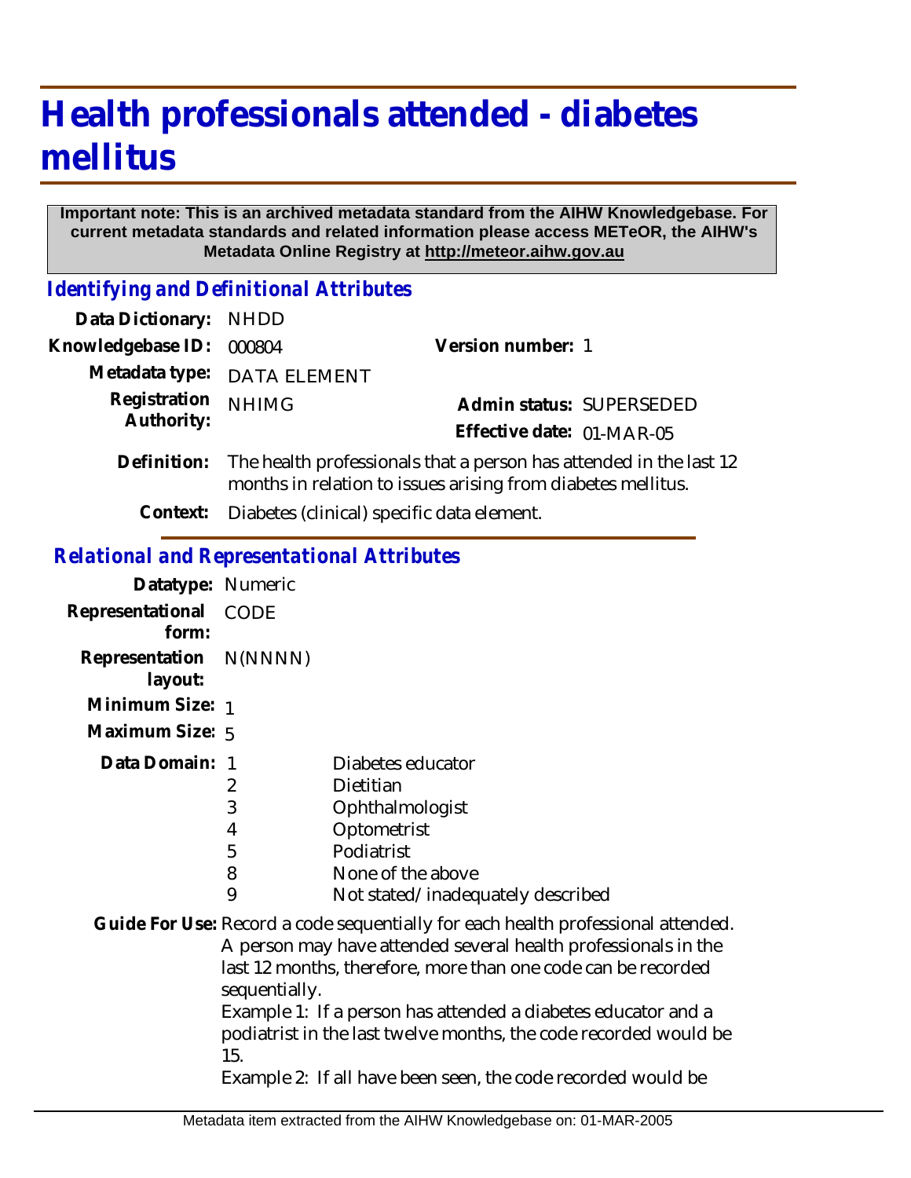# Health professionals attended - diabetes mellitus

**Important note: This is an archived metadata standard from the AIHW Knowledgebase. For current metadata standards and related information please access METeOR, the AIHW's Metadata Online Registry at http://meteor.aihw.gov.au**

## *Identifying and Definitional Attributes*

**Data Dictionary:** NHDD

**Knowledgebase ID:** 000804 **Version number:** 1

**Metadata type:** DATA ELEMENT

**Registration Authority:** NHIMG **Admin status:** SUPERSEDED

**Effective date:** 01-MAR-05

**Definition:** The health professionals that a person has attended in the last 12 months in relation to issues arising from diabetes mellitus.

**Context:** Diabetes (clinical) specific data element.

## *Relational and Representational Attributes*

**Datatype:** Numeric

**Representational form:** CODE

**Representation layout:** N(NNNN)

**Minimum Size:** 1

**Maximum Size:** 5

**Data Domain:**

| Code | Description |
|---|---|
| 1 | Diabetes educator |
| 2 | Dietitian |
| 3 | Ophthalmologist |
| 4 | Optometrist |
| 5 | Podiatrist |
| 8 | None of the above |
| 9 | Not stated/inadequately described |

**Guide For Use:** Record a code sequentially for each health professional attended. A person may have attended several health professionals in the last 12 months, therefore, more than one code can be recorded sequentially.

Example 1: If a person has attended a diabetes educator and a podiatrist in the last twelve months, the code recorded would be 15.

Example 2: If all have been seen, the code recorded would be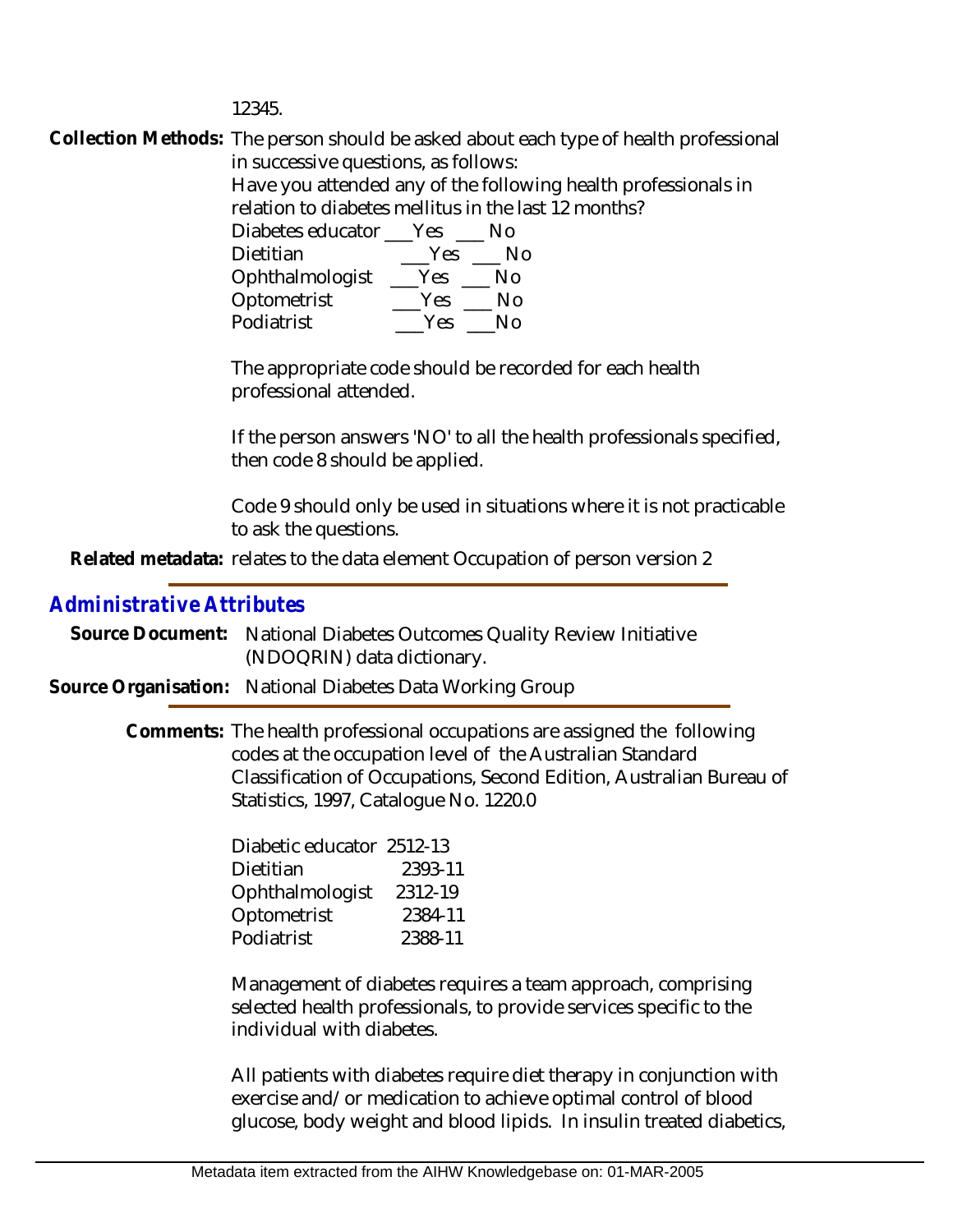12345.

**Collection Methods:** The person should be asked about each type of health professional in successive questions, as follows:

Have you attended any of the following health professionals in relation to diabetes mellitus in the last 12 months?

| | | |
|---|---|---|
| Diabetes educator | ___Yes | ___ No |
| Dietitian | ___Yes | ___ No |
| Ophthalmologist | ___Yes | ___ No |
| Optometrist | ___Yes | ___ No |
| Podiatrist | ___Yes | ___No |

The appropriate code should be recorded for each health professional attended.

If the person answers 'NO' to all the health professionals specified, then code 8 should be applied.

Code 9 should only be used in situations where it is not practicable to ask the questions.

**Related metadata:** relates to the data element Occupation of person version 2

## *Administrative Attributes*

**Source Document:** National Diabetes Outcomes Quality Review Initiative (NDOQRIN) data dictionary.

**Source Organisation:** National Diabetes Data Working Group

**Comments:** The health professional occupations are assigned the following codes at the occupation level of the Australian Standard Classification of Occupations, Second Edition, Australian Bureau of Statistics, 1997, Catalogue No. 1220.0

| | |
|---|---|
| Diabetic educator | 2512-13 |
| Dietitian | 2393-11 |
| Ophthalmologist | 2312-19 |
| Optometrist | 2384-11 |
| Podiatrist | 2388-11 |

Management of diabetes requires a team approach, comprising selected health professionals, to provide services specific to the individual with diabetes.

All patients with diabetes require diet therapy in conjunction with exercise and/or medication to achieve optimal control of blood glucose, body weight and blood lipids. In insulin treated diabetics,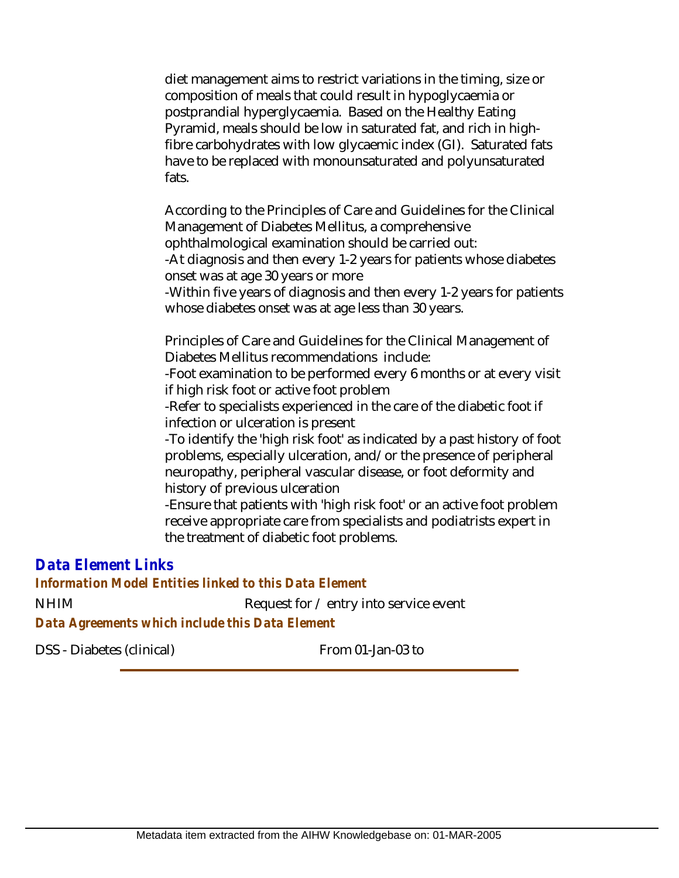diet management aims to restrict variations in the timing, size or composition of meals that could result in hypoglycaemia or postprandial hyperglycaemia. Based on the Healthy Eating Pyramid, meals should be low in saturated fat, and rich in high-fibre carbohydrates with low glycaemic index (GI). Saturated fats have to be replaced with monounsaturated and polyunsaturated fats.

According to the Principles of Care and Guidelines for the Clinical Management of Diabetes Mellitus, a comprehensive ophthalmological examination should be carried out:
-At diagnosis and then every 1-2 years for patients whose diabetes onset was at age 30 years or more
-Within five years of diagnosis and then every 1-2 years for patients whose diabetes onset was at age less than 30 years.

Principles of Care and Guidelines for the Clinical Management of Diabetes Mellitus recommendations include:
-Foot examination to be performed every 6 months or at every visit if high risk foot or active foot problem
-Refer to specialists experienced in the care of the diabetic foot if infection or ulceration is present
-To identify the 'high risk foot' as indicated by a past history of foot problems, especially ulceration, and/or the presence of peripheral neuropathy, peripheral vascular disease, or foot deformity and history of previous ulceration
-Ensure that patients with 'high risk foot' or an active foot problem receive appropriate care from specialists and podiatrists expert in the treatment of diabetic foot problems.

## Data Element Links

### Information Model Entities linked to this Data Element

| | |
|---|---|
| NHIM | Request for / entry into service event |

### Data Agreements which include this Data Element

| | |
|---|---|
| DSS - Diabetes (clinical) | From 01-Jan-03 to |

Metadata item extracted from the AIHW Knowledgebase on: 01-MAR-2005